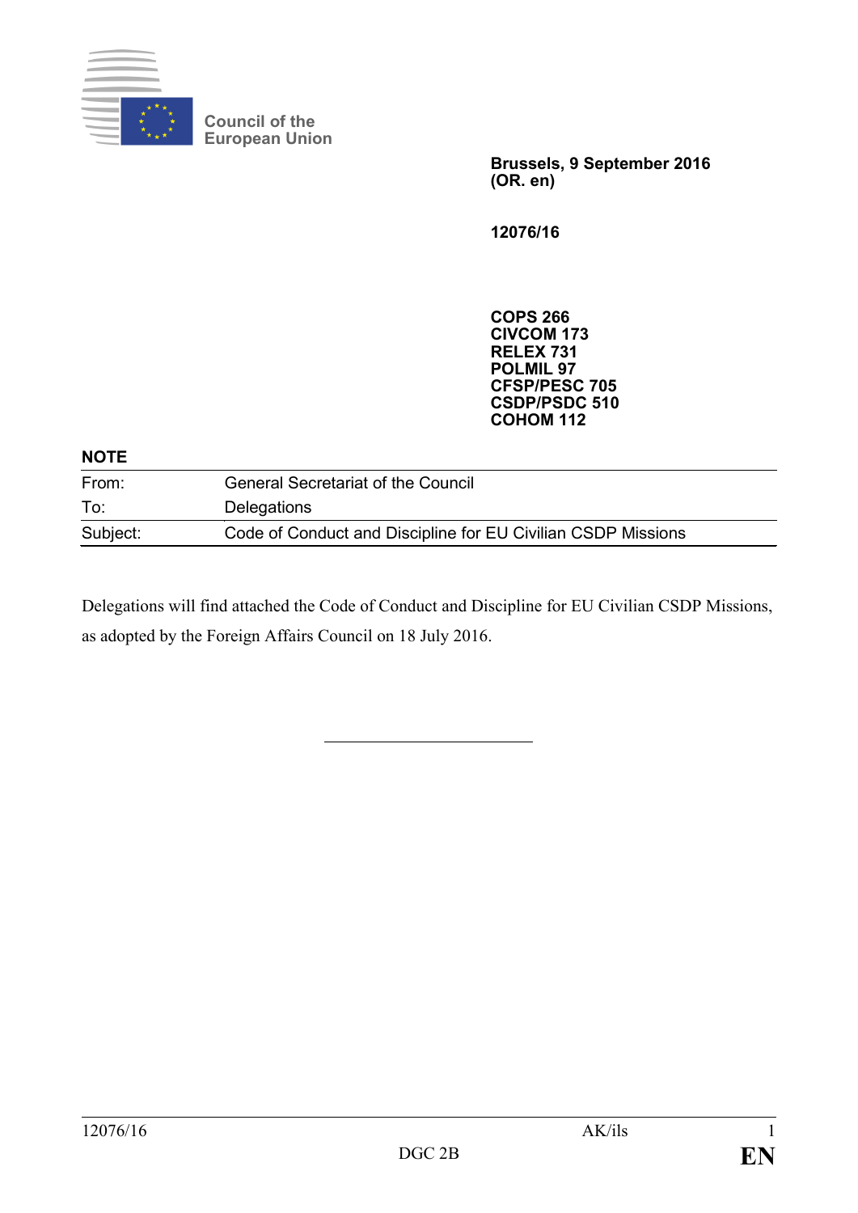Council of the
European Union

**Brussels, 9 September 2016**
**(OR. en)**

**12076/16**

**COPS 266**
**CIVCOM 173**
**RELEX 731**
**POLMIL 97**
**CFSP/PESC 705**
**CSDP/PSDC 510**
**COHOM 112**

**NOTE**

| | |
|---|---|
| From: | General Secretariat of the Council |
| To: | Delegations |
| Subject: | Code of Conduct and Discipline for EU Civilian CSDP Missions |

Delegations will find attached the Code of Conduct and Discipline for EU Civilian CSDP Missions, as adopted by the Foreign Affairs Council on 18 July 2016.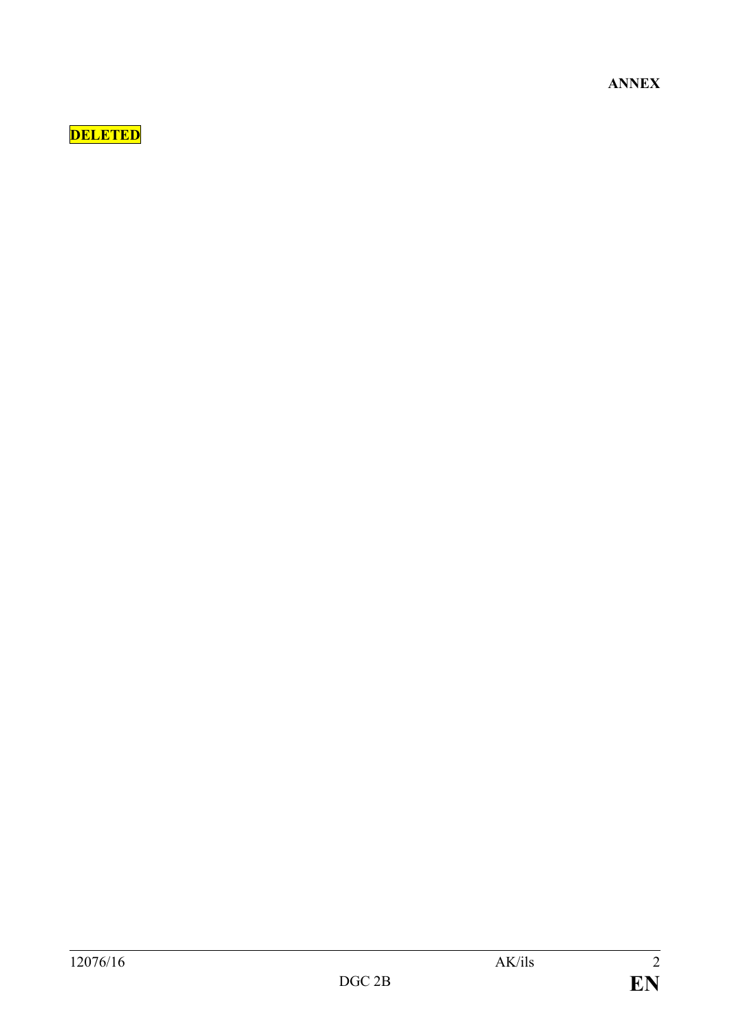**ANNEX**

**DELETED**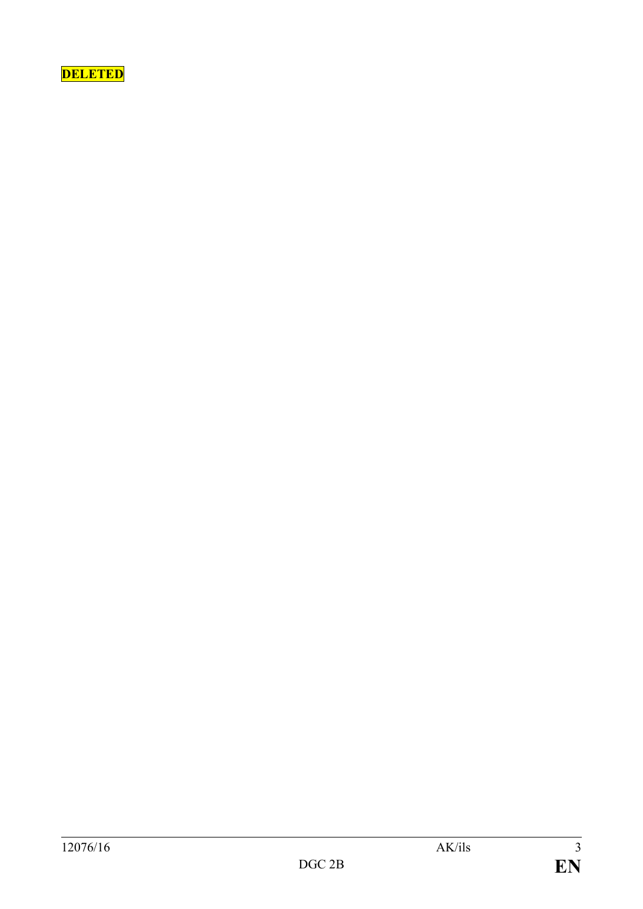**DELETED**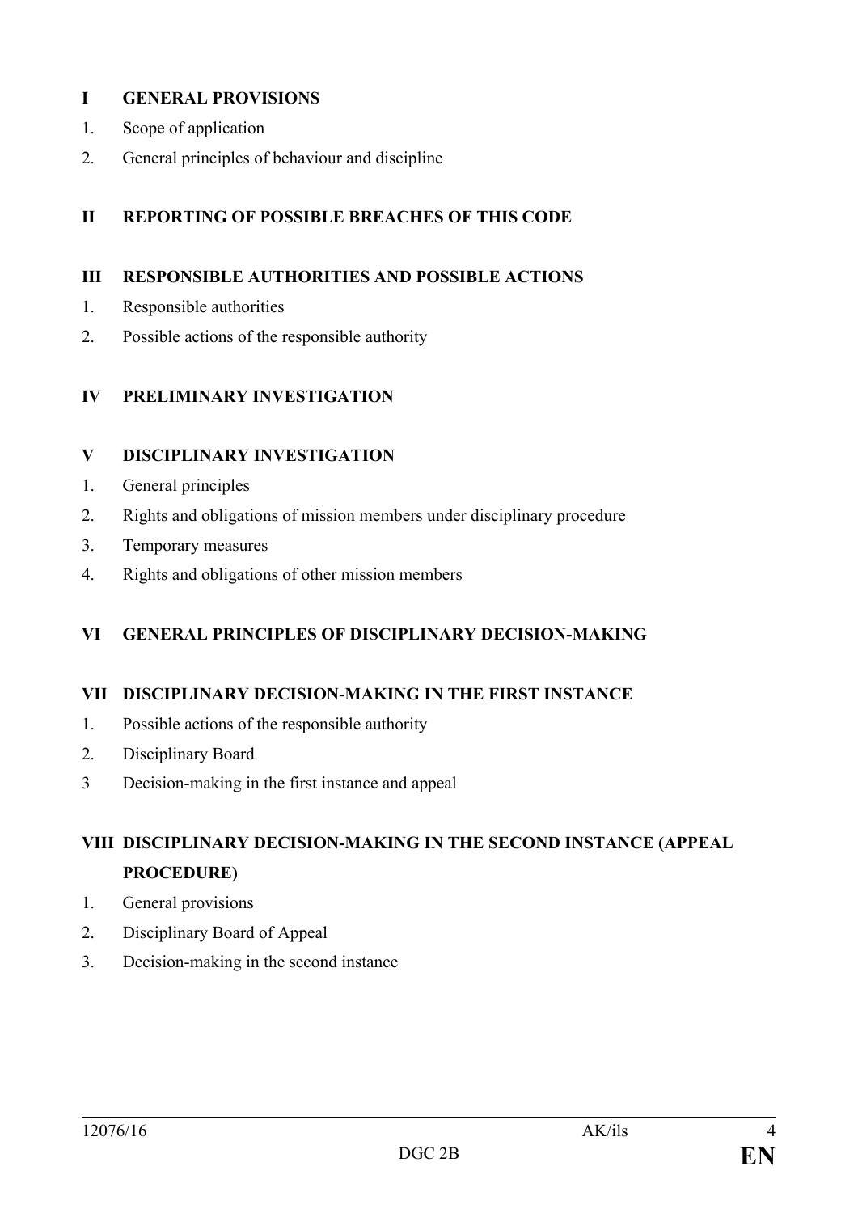**I GENERAL PROVISIONS**

1. Scope of application
2. General principles of behaviour and discipline

**II REPORTING OF POSSIBLE BREACHES OF THIS CODE**

**III RESPONSIBLE AUTHORITIES AND POSSIBLE ACTIONS**

1. Responsible authorities
2. Possible actions of the responsible authority

**IV PRELIMINARY INVESTIGATION**

**V DISCIPLINARY INVESTIGATION**

1. General principles
2. Rights and obligations of mission members under disciplinary procedure
3. Temporary measures
4. Rights and obligations of other mission members

**VI GENERAL PRINCIPLES OF DISCIPLINARY DECISION-MAKING**

**VII DISCIPLINARY DECISION-MAKING IN THE FIRST INSTANCE**

1. Possible actions of the responsible authority
2. Disciplinary Board
3 Decision-making in the first instance and appeal

**VIII DISCIPLINARY DECISION-MAKING IN THE SECOND INSTANCE (APPEAL PROCEDURE)**

1. General provisions
2. Disciplinary Board of Appeal
3. Decision-making in the second instance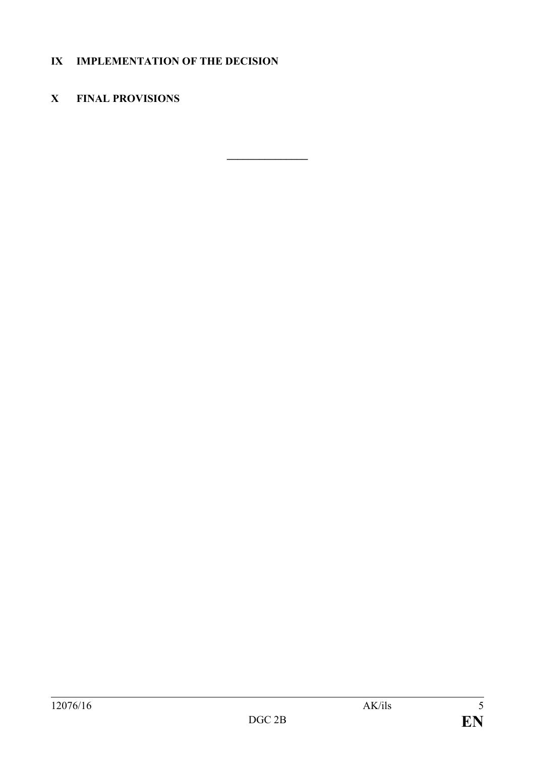## IX IMPLEMENTATION OF THE DECISION

## X FINAL PROVISIONS

\_\_\_\_\_\_\_\_\_\_\_\_\_\_\_\_\_\_\_\_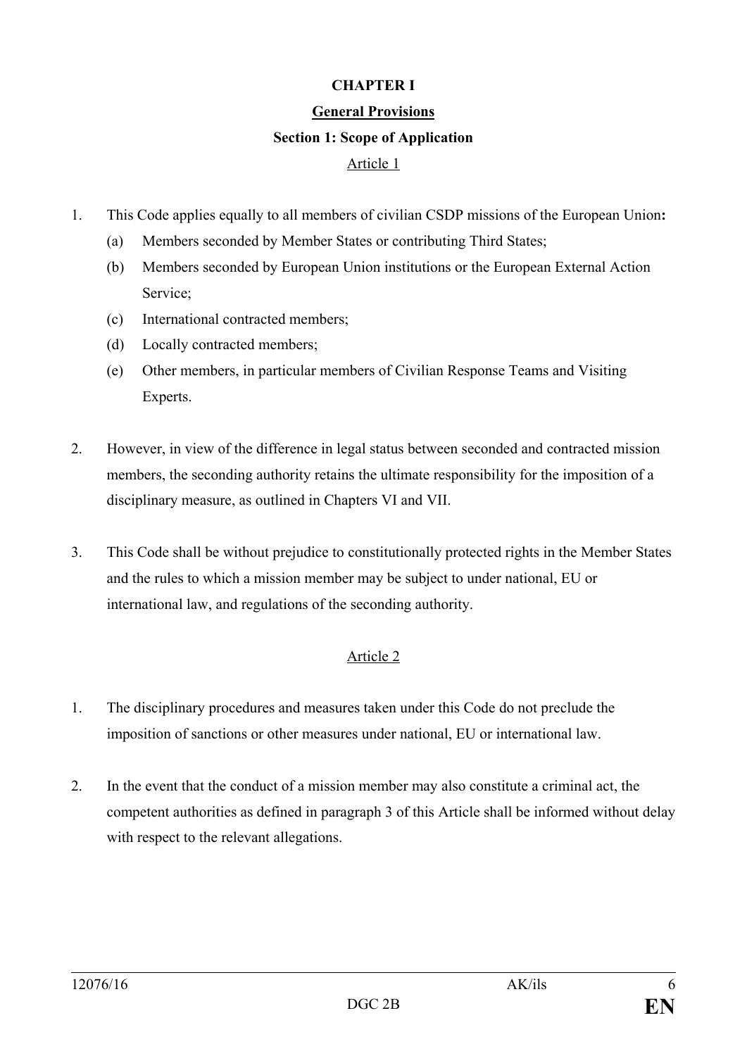# CHAPTER I

## General Provisions

### Section 1: Scope of Application

Article 1

1. This Code applies equally to all members of civilian CSDP missions of the European Union**:**
   (a) Members seconded by Member States or contributing Third States;
   (b) Members seconded by European Union institutions or the European External Action Service;
   (c) International contracted members;
   (d) Locally contracted members;
   (e) Other members, in particular members of Civilian Response Teams and Visiting Experts.

2. However, in view of the difference in legal status between seconded and contracted mission members, the seconding authority retains the ultimate responsibility for the imposition of a disciplinary measure, as outlined in Chapters VI and VII.

3. This Code shall be without prejudice to constitutionally protected rights in the Member States and the rules to which a mission member may be subject to under national, EU or international law, and regulations of the seconding authority.

Article 2

1. The disciplinary procedures and measures taken under this Code do not preclude the imposition of sanctions or other measures under national, EU or international law.

2. In the event that the conduct of a mission member may also constitute a criminal act, the competent authorities as defined in paragraph 3 of this Article shall be informed without delay with respect to the relevant allegations.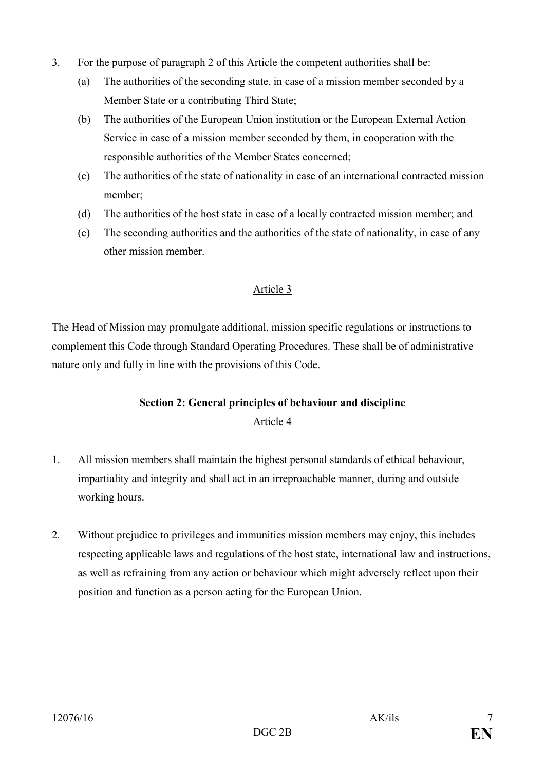3. For the purpose of paragraph 2 of this Article the competent authorities shall be:
   (a) The authorities of the seconding state, in case of a mission member seconded by a Member State or a contributing Third State;
   (b) The authorities of the European Union institution or the European External Action Service in case of a mission member seconded by them, in cooperation with the responsible authorities of the Member States concerned;
   (c) The authorities of the state of nationality in case of an international contracted mission member;
   (d) The authorities of the host state in case of a locally contracted mission member; and
   (e) The seconding authorities and the authorities of the state of nationality, in case of any other mission member.

Article 3

The Head of Mission may promulgate additional, mission specific regulations or instructions to complement this Code through Standard Operating Procedures. These shall be of administrative nature only and fully in line with the provisions of this Code.

## Section 2: General principles of behaviour and discipline

Article 4

1. All mission members shall maintain the highest personal standards of ethical behaviour, impartiality and integrity and shall act in an irreproachable manner, during and outside working hours.

2. Without prejudice to privileges and immunities mission members may enjoy, this includes respecting applicable laws and regulations of the host state, international law and instructions, as well as refraining from any action or behaviour which might adversely reflect upon their position and function as a person acting for the European Union.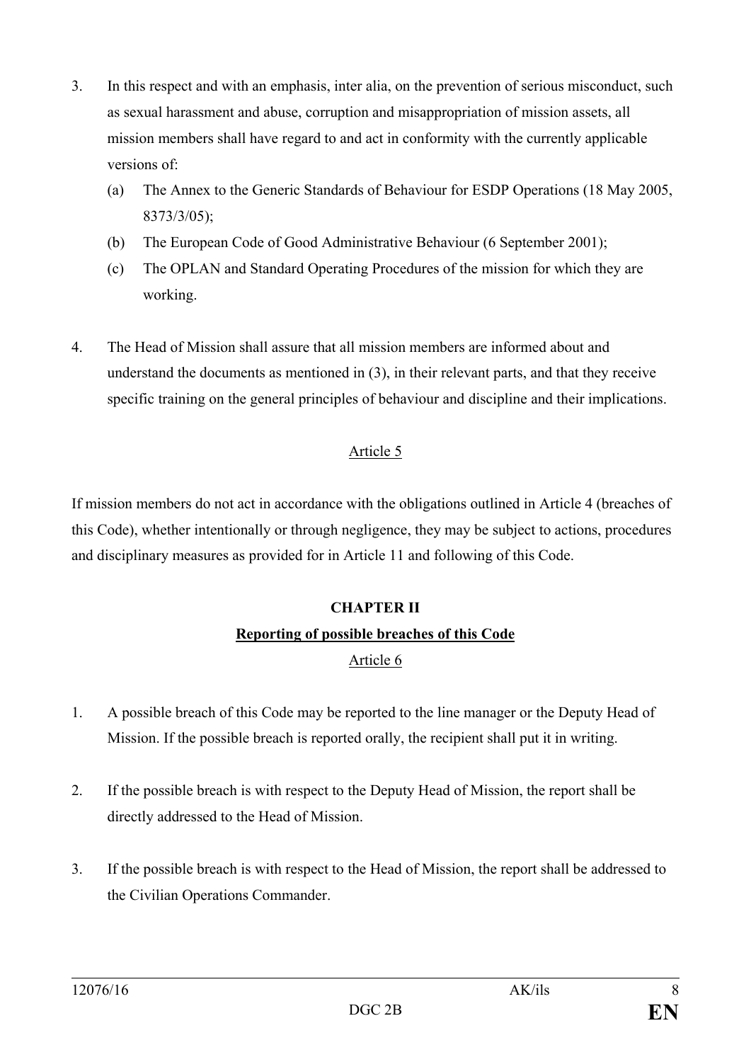3. In this respect and with an emphasis, inter alia, on the prevention of serious misconduct, such as sexual harassment and abuse, corruption and misappropriation of mission assets, all mission members shall have regard to and act in conformity with the currently applicable versions of:

   (a) The Annex to the Generic Standards of Behaviour for ESDP Operations (18 May 2005, 8373/3/05);

   (b) The European Code of Good Administrative Behaviour (6 September 2001);

   (c) The OPLAN and Standard Operating Procedures of the mission for which they are working.

4. The Head of Mission shall assure that all mission members are informed about and understand the documents as mentioned in (3), in their relevant parts, and that they receive specific training on the general principles of behaviour and discipline and their implications.

Article 5

If mission members do not act in accordance with the obligations outlined in Article 4 (breaches of this Code), whether intentionally or through negligence, they may be subject to actions, procedures and disciplinary measures as provided for in Article 11 and following of this Code.

## CHAPTER II

## Reporting of possible breaches of this Code

Article 6

1. A possible breach of this Code may be reported to the line manager or the Deputy Head of Mission. If the possible breach is reported orally, the recipient shall put it in writing.

2. If the possible breach is with respect to the Deputy Head of Mission, the report shall be directly addressed to the Head of Mission.

3. If the possible breach is with respect to the Head of Mission, the report shall be addressed to the Civilian Operations Commander.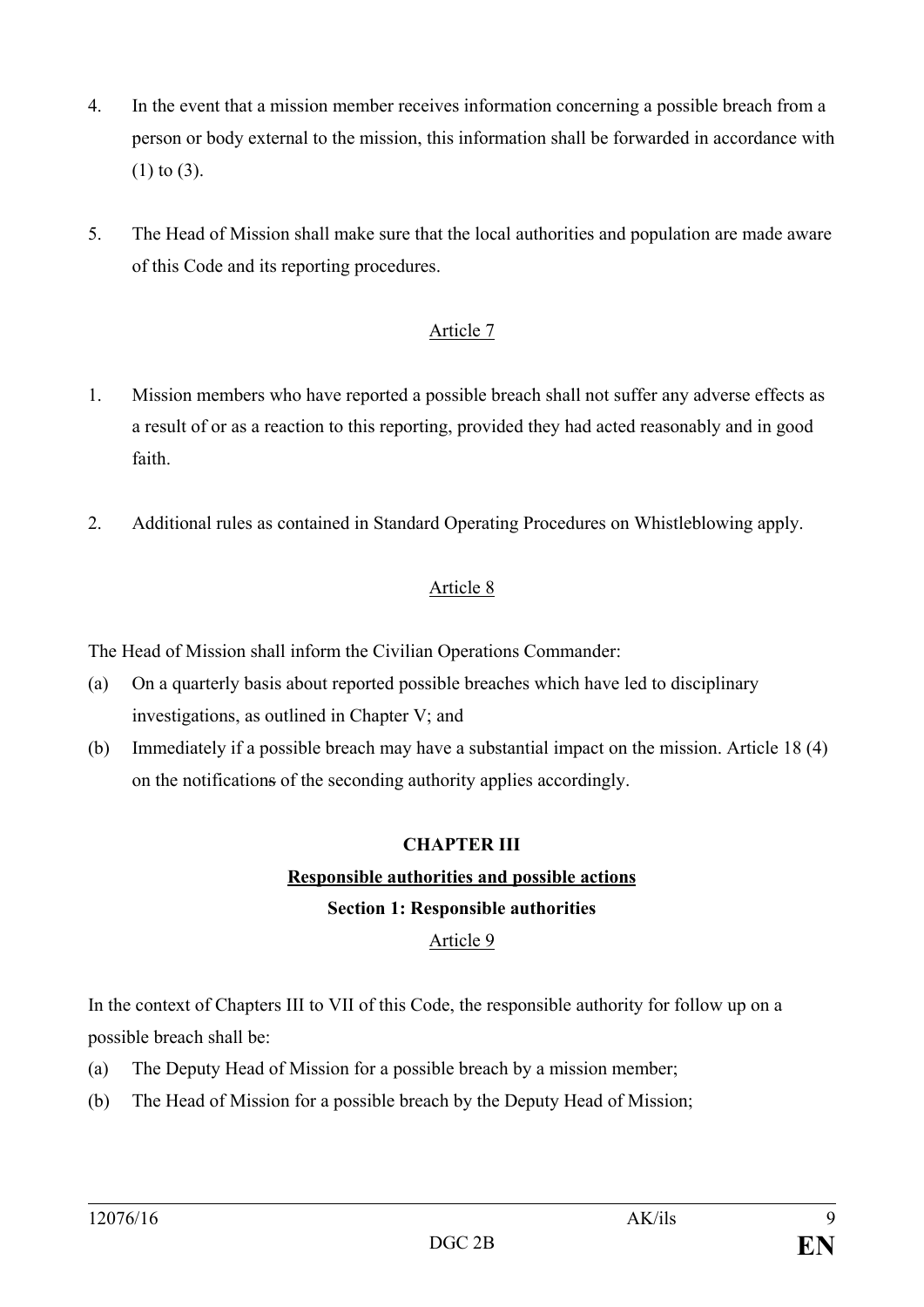4. In the event that a mission member receives information concerning a possible breach from a person or body external to the mission, this information shall be forwarded in accordance with (1) to (3).

5. The Head of Mission shall make sure that the local authorities and population are made aware of this Code and its reporting procedures.

Article 7

1. Mission members who have reported a possible breach shall not suffer any adverse effects as a result of or as a reaction to this reporting, provided they had acted reasonably and in good faith.

2. Additional rules as contained in Standard Operating Procedures on Whistleblowing apply.

Article 8

The Head of Mission shall inform the Civilian Operations Commander:

(a) On a quarterly basis about reported possible breaches which have led to disciplinary investigations, as outlined in Chapter V; and

(b) Immediately if a possible breach may have a substantial impact on the mission. Article 18 (4) on the notifications of the seconding authority applies accordingly.

## CHAPTER III

## Responsible authorities and possible actions

### Section 1: Responsible authorities

Article 9

In the context of Chapters III to VII of this Code, the responsible authority for follow up on a possible breach shall be:

(a) The Deputy Head of Mission for a possible breach by a mission member;

(b) The Head of Mission for a possible breach by the Deputy Head of Mission;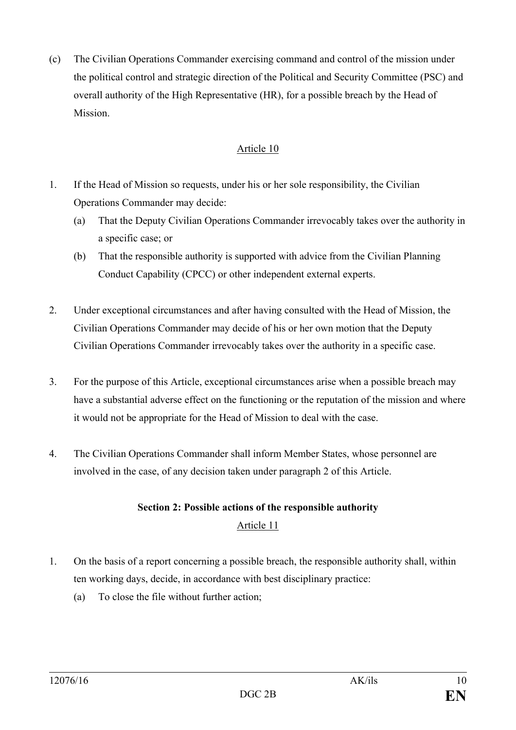(c) The Civilian Operations Commander exercising command and control of the mission under the political control and strategic direction of the Political and Security Committee (PSC) and overall authority of the High Representative (HR), for a possible breach by the Head of Mission.

Article 10

1. If the Head of Mission so requests, under his or her sole responsibility, the Civilian Operations Commander may decide:
   (a) That the Deputy Civilian Operations Commander irrevocably takes over the authority in a specific case; or
   (b) That the responsible authority is supported with advice from the Civilian Planning Conduct Capability (CPCC) or other independent external experts.

2. Under exceptional circumstances and after having consulted with the Head of Mission, the Civilian Operations Commander may decide of his or her own motion that the Deputy Civilian Operations Commander irrevocably takes over the authority in a specific case.

3. For the purpose of this Article, exceptional circumstances arise when a possible breach may have a substantial adverse effect on the functioning or the reputation of the mission and where it would not be appropriate for the Head of Mission to deal with the case.

4. The Civilian Operations Commander shall inform Member States, whose personnel are involved in the case, of any decision taken under paragraph 2 of this Article.

**Section 2: Possible actions of the responsible authority**

Article 11

1. On the basis of a report concerning a possible breach, the responsible authority shall, within ten working days, decide, in accordance with best disciplinary practice:
   (a) To close the file without further action;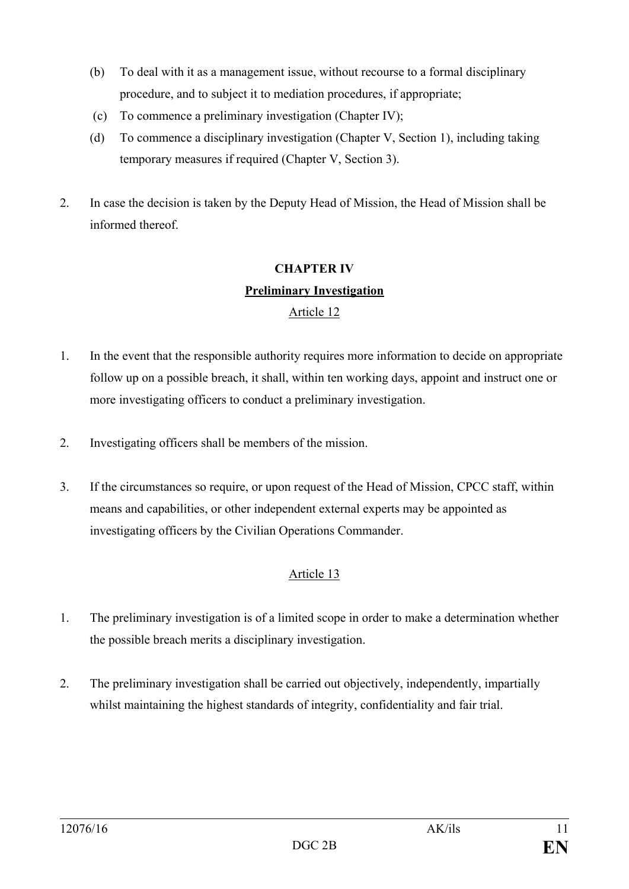(b) To deal with it as a management issue, without recourse to a formal disciplinary procedure, and to subject it to mediation procedures, if appropriate;

(c) To commence a preliminary investigation (Chapter IV);

(d) To commence a disciplinary investigation (Chapter V, Section 1), including taking temporary measures if required (Chapter V, Section 3).

2. In case the decision is taken by the Deputy Head of Mission, the Head of Mission shall be informed thereof.

## CHAPTER IV

### Preliminary Investigation

#### Article 12

1. In the event that the responsible authority requires more information to decide on appropriate follow up on a possible breach, it shall, within ten working days, appoint and instruct one or more investigating officers to conduct a preliminary investigation.

2. Investigating officers shall be members of the mission.

3. If the circumstances so require, or upon request of the Head of Mission, CPCC staff, within means and capabilities, or other independent external experts may be appointed as investigating officers by the Civilian Operations Commander.

#### Article 13

1. The preliminary investigation is of a limited scope in order to make a determination whether the possible breach merits a disciplinary investigation.

2. The preliminary investigation shall be carried out objectively, independently, impartially whilst maintaining the highest standards of integrity, confidentiality and fair trial.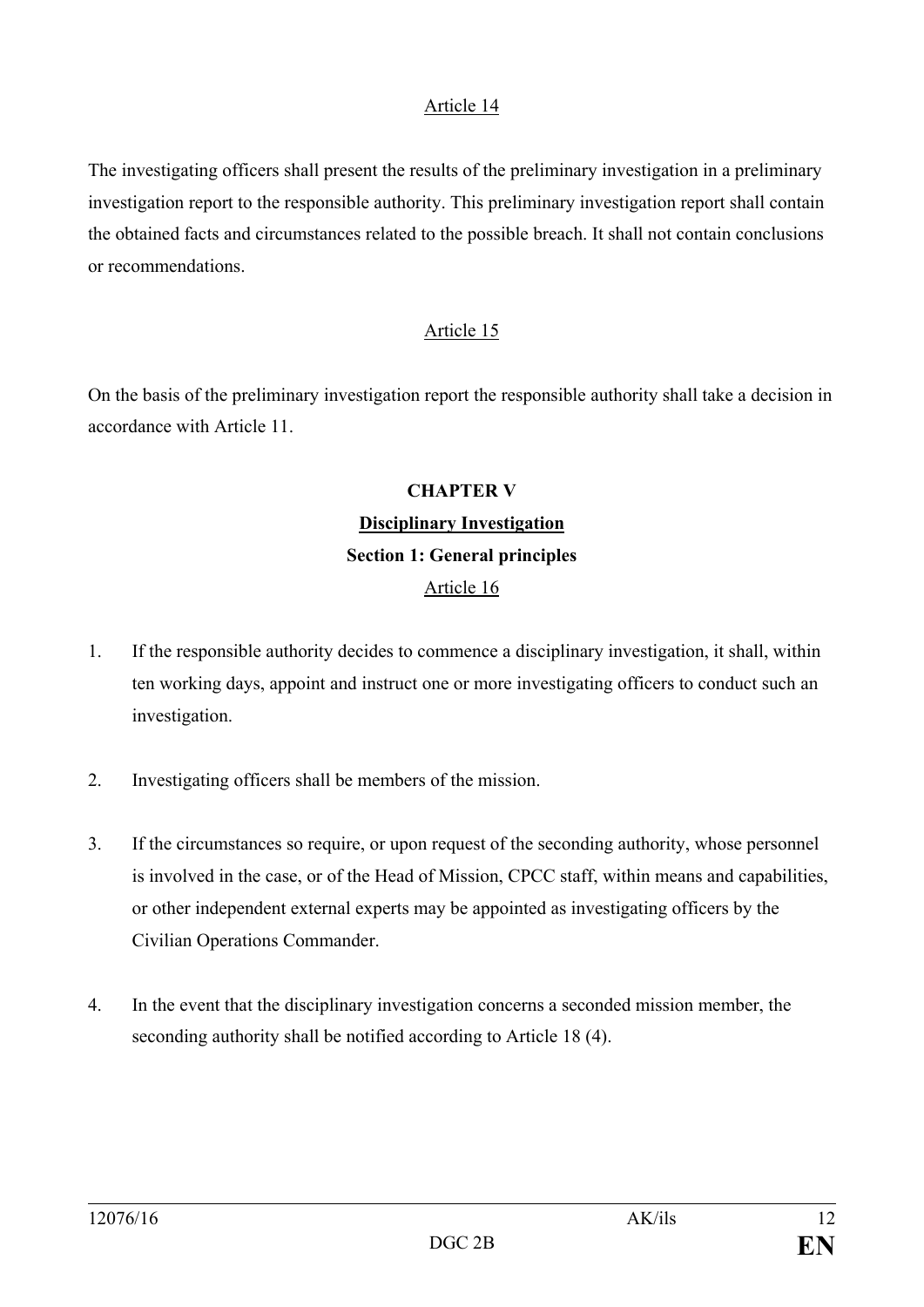Article 14

The investigating officers shall present the results of the preliminary investigation in a preliminary investigation report to the responsible authority. This preliminary investigation report shall contain the obtained facts and circumstances related to the possible breach. It shall not contain conclusions or recommendations.

Article 15

On the basis of the preliminary investigation report the responsible authority shall take a decision in accordance with Article 11.

## CHAPTER V

## Disciplinary Investigation

### Section 1: General principles

Article 16

1. If the responsible authority decides to commence a disciplinary investigation, it shall, within ten working days, appoint and instruct one or more investigating officers to conduct such an investigation.

2. Investigating officers shall be members of the mission.

3. If the circumstances so require, or upon request of the seconding authority, whose personnel is involved in the case, or of the Head of Mission, CPCC staff, within means and capabilities, or other independent external experts may be appointed as investigating officers by the Civilian Operations Commander.

4. In the event that the disciplinary investigation concerns a seconded mission member, the seconding authority shall be notified according to Article 18 (4).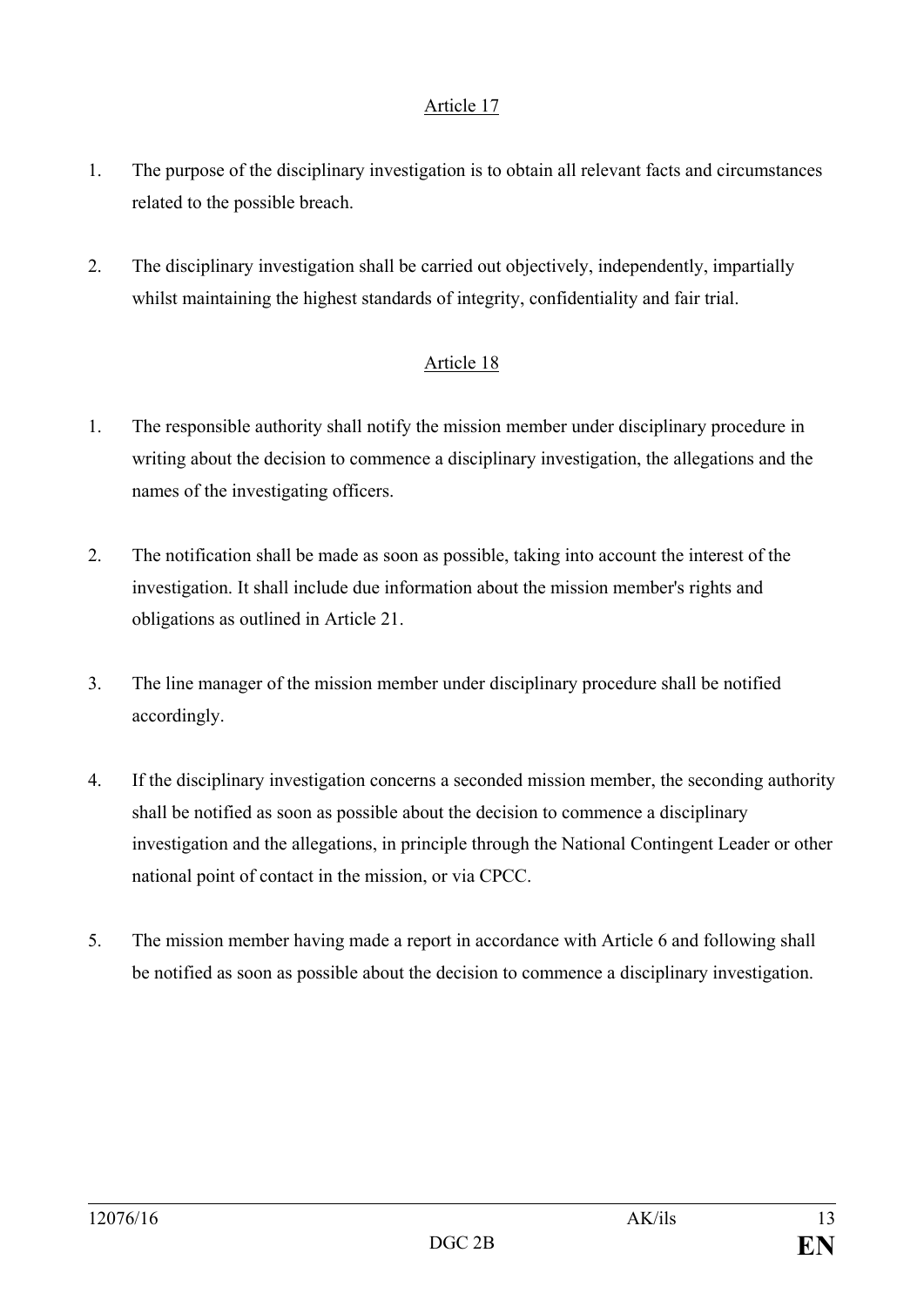Article 17

1. The purpose of the disciplinary investigation is to obtain all relevant facts and circumstances related to the possible breach.

2. The disciplinary investigation shall be carried out objectively, independently, impartially whilst maintaining the highest standards of integrity, confidentiality and fair trial.

Article 18

1. The responsible authority shall notify the mission member under disciplinary procedure in writing about the decision to commence a disciplinary investigation, the allegations and the names of the investigating officers.

2. The notification shall be made as soon as possible, taking into account the interest of the investigation. It shall include due information about the mission member's rights and obligations as outlined in Article 21.

3. The line manager of the mission member under disciplinary procedure shall be notified accordingly.

4. If the disciplinary investigation concerns a seconded mission member, the seconding authority shall be notified as soon as possible about the decision to commence a disciplinary investigation and the allegations, in principle through the National Contingent Leader or other national point of contact in the mission, or via CPCC.

5. The mission member having made a report in accordance with Article 6 and following shall be notified as soon as possible about the decision to commence a disciplinary investigation.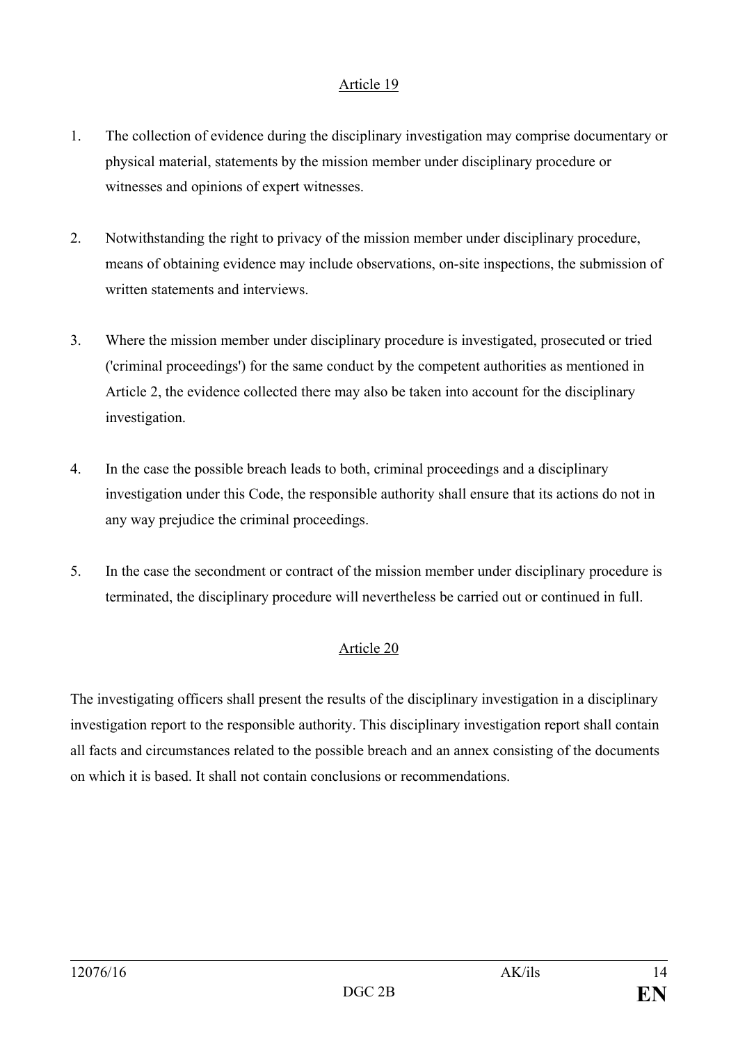## Article 19

1. The collection of evidence during the disciplinary investigation may comprise documentary or physical material, statements by the mission member under disciplinary procedure or witnesses and opinions of expert witnesses.

2. Notwithstanding the right to privacy of the mission member under disciplinary procedure, means of obtaining evidence may include observations, on-site inspections, the submission of written statements and interviews.

3. Where the mission member under disciplinary procedure is investigated, prosecuted or tried ('criminal proceedings') for the same conduct by the competent authorities as mentioned in Article 2, the evidence collected there may also be taken into account for the disciplinary investigation.

4. In the case the possible breach leads to both, criminal proceedings and a disciplinary investigation under this Code, the responsible authority shall ensure that its actions do not in any way prejudice the criminal proceedings.

5. In the case the secondment or contract of the mission member under disciplinary procedure is terminated, the disciplinary procedure will nevertheless be carried out or continued in full.

## Article 20

The investigating officers shall present the results of the disciplinary investigation in a disciplinary investigation report to the responsible authority. This disciplinary investigation report shall contain all facts and circumstances related to the possible breach and an annex consisting of the documents on which it is based. It shall not contain conclusions or recommendations.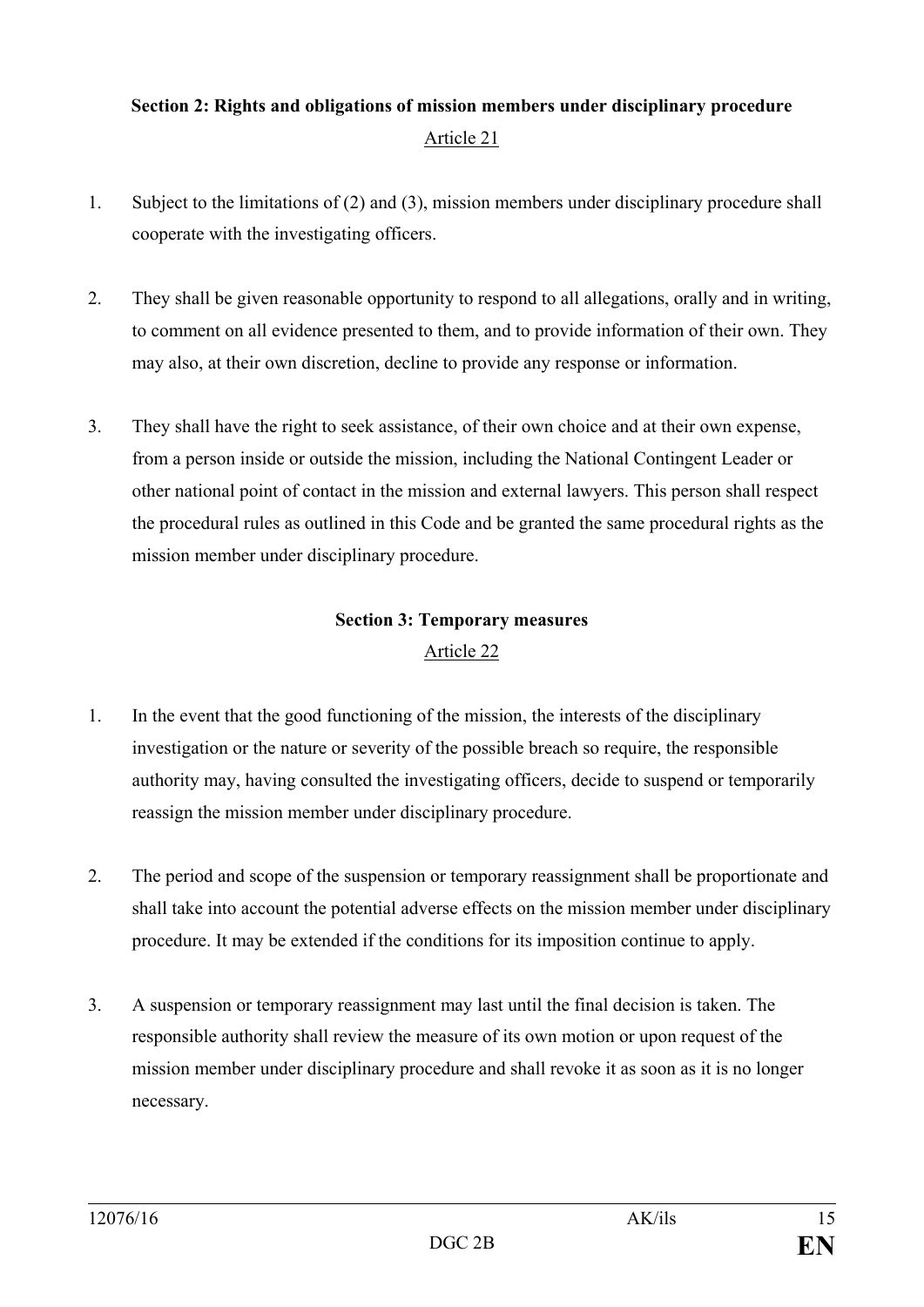## Section 2: Rights and obligations of mission members under disciplinary procedure

Article 21

1. Subject to the limitations of (2) and (3), mission members under disciplinary procedure shall cooperate with the investigating officers.

2. They shall be given reasonable opportunity to respond to all allegations, orally and in writing, to comment on all evidence presented to them, and to provide information of their own. They may also, at their own discretion, decline to provide any response or information.

3. They shall have the right to seek assistance, of their own choice and at their own expense, from a person inside or outside the mission, including the National Contingent Leader or other national point of contact in the mission and external lawyers. This person shall respect the procedural rules as outlined in this Code and be granted the same procedural rights as the mission member under disciplinary procedure.

## Section 3: Temporary measures

Article 22

1. In the event that the good functioning of the mission, the interests of the disciplinary investigation or the nature or severity of the possible breach so require, the responsible authority may, having consulted the investigating officers, decide to suspend or temporarily reassign the mission member under disciplinary procedure.

2. The period and scope of the suspension or temporary reassignment shall be proportionate and shall take into account the potential adverse effects on the mission member under disciplinary procedure. It may be extended if the conditions for its imposition continue to apply.

3. A suspension or temporary reassignment may last until the final decision is taken. The responsible authority shall review the measure of its own motion or upon request of the mission member under disciplinary procedure and shall revoke it as soon as it is no longer necessary.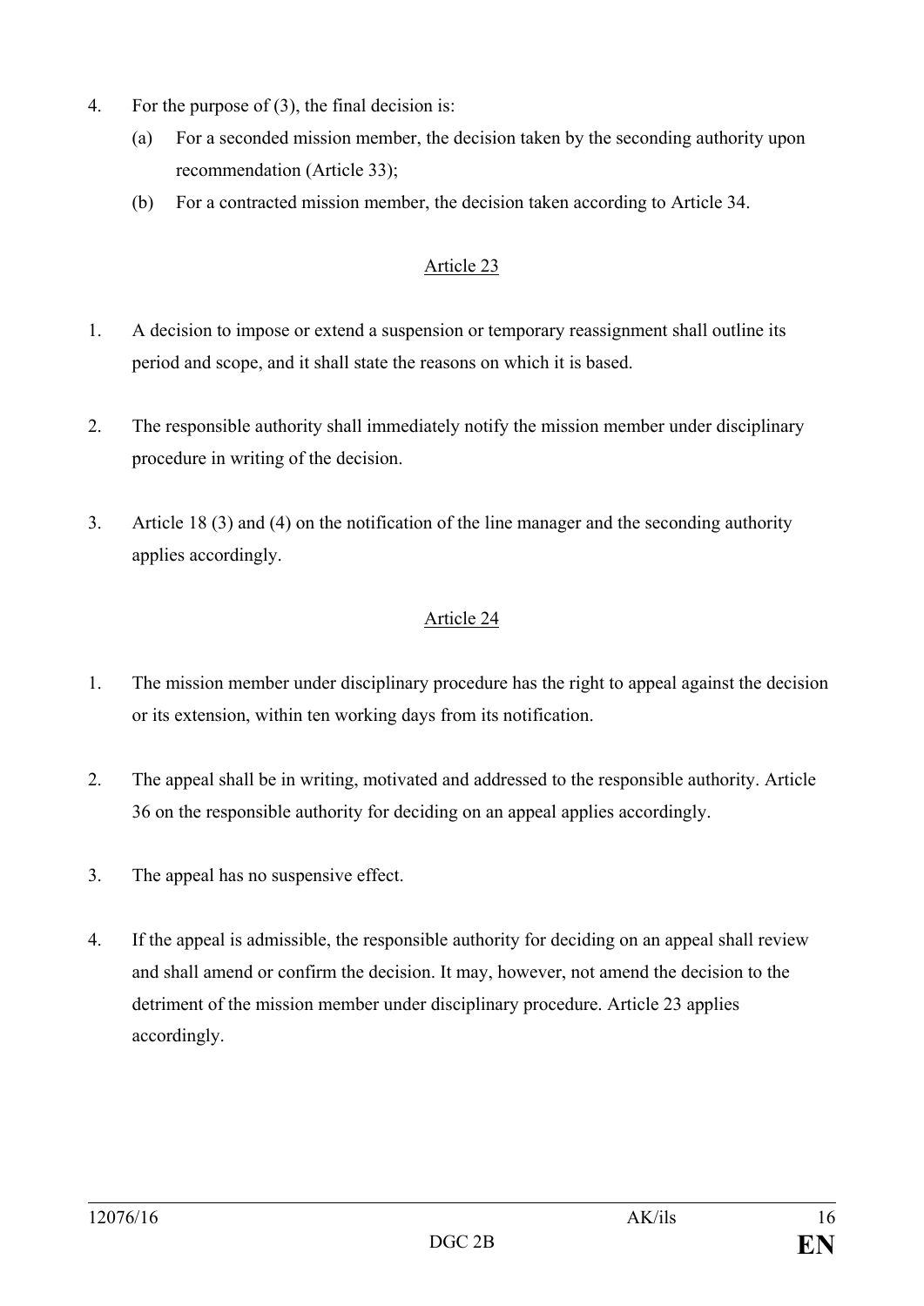4. For the purpose of (3), the final decision is:
   (a) For a seconded mission member, the decision taken by the seconding authority upon recommendation (Article 33);
   (b) For a contracted mission member, the decision taken according to Article 34.

## Article 23

1. A decision to impose or extend a suspension or temporary reassignment shall outline its period and scope, and it shall state the reasons on which it is based.

2. The responsible authority shall immediately notify the mission member under disciplinary procedure in writing of the decision.

3. Article 18 (3) and (4) on the notification of the line manager and the seconding authority applies accordingly.

## Article 24

1. The mission member under disciplinary procedure has the right to appeal against the decision or its extension, within ten working days from its notification.

2. The appeal shall be in writing, motivated and addressed to the responsible authority. Article 36 on the responsible authority for deciding on an appeal applies accordingly.

3. The appeal has no suspensive effect.

4. If the appeal is admissible, the responsible authority for deciding on an appeal shall review and shall amend or confirm the decision. It may, however, not amend the decision to the detriment of the mission member under disciplinary procedure. Article 23 applies accordingly.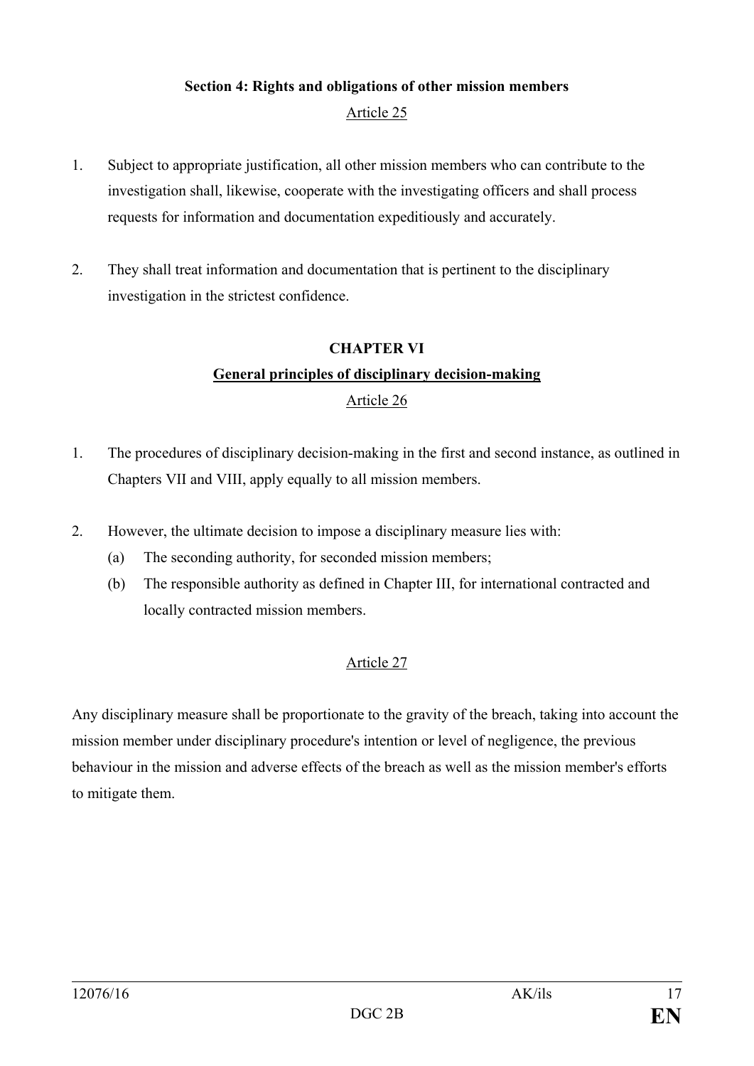**Section 4: Rights and obligations of other mission members**

Article 25

1. Subject to appropriate justification, all other mission members who can contribute to the investigation shall, likewise, cooperate with the investigating officers and shall process requests for information and documentation expeditiously and accurately.

2. They shall treat information and documentation that is pertinent to the disciplinary investigation in the strictest confidence.

## CHAPTER VI

## General principles of disciplinary decision-making

Article 26

1. The procedures of disciplinary decision-making in the first and second instance, as outlined in Chapters VII and VIII, apply equally to all mission members.

2. However, the ultimate decision to impose a disciplinary measure lies with:
   (a) The seconding authority, for seconded mission members;
   (b) The responsible authority as defined in Chapter III, for international contracted and locally contracted mission members.

Article 27

Any disciplinary measure shall be proportionate to the gravity of the breach, taking into account the mission member under disciplinary procedure's intention or level of negligence, the previous behaviour in the mission and adverse effects of the breach as well as the mission member's efforts to mitigate them.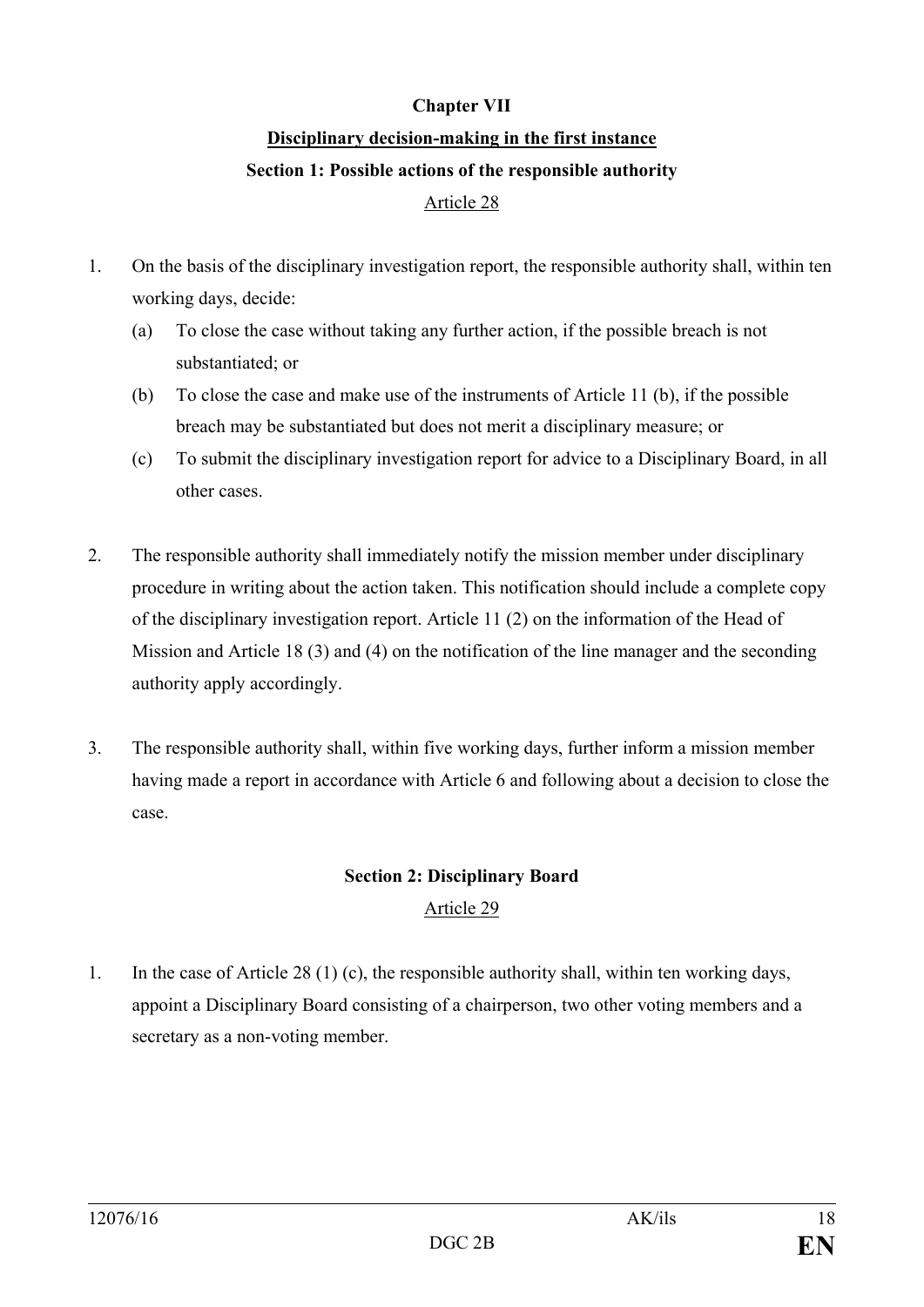**Chapter VII**

**Disciplinary decision-making in the first instance**

**Section 1: Possible actions of the responsible authority**

Article 28

1. On the basis of the disciplinary investigation report, the responsible authority shall, within ten working days, decide:

   (a) To close the case without taking any further action, if the possible breach is not substantiated; or

   (b) To close the case and make use of the instruments of Article 11 (b), if the possible breach may be substantiated but does not merit a disciplinary measure; or

   (c) To submit the disciplinary investigation report for advice to a Disciplinary Board, in all other cases.

2. The responsible authority shall immediately notify the mission member under disciplinary procedure in writing about the action taken. This notification should include a complete copy of the disciplinary investigation report. Article 11 (2) on the information of the Head of Mission and Article 18 (3) and (4) on the notification of the line manager and the seconding authority apply accordingly.

3. The responsible authority shall, within five working days, further inform a mission member having made a report in accordance with Article 6 and following about a decision to close the case.

**Section 2: Disciplinary Board**

Article 29

1. In the case of Article 28 (1) (c), the responsible authority shall, within ten working days, appoint a Disciplinary Board consisting of a chairperson, two other voting members and a secretary as a non-voting member.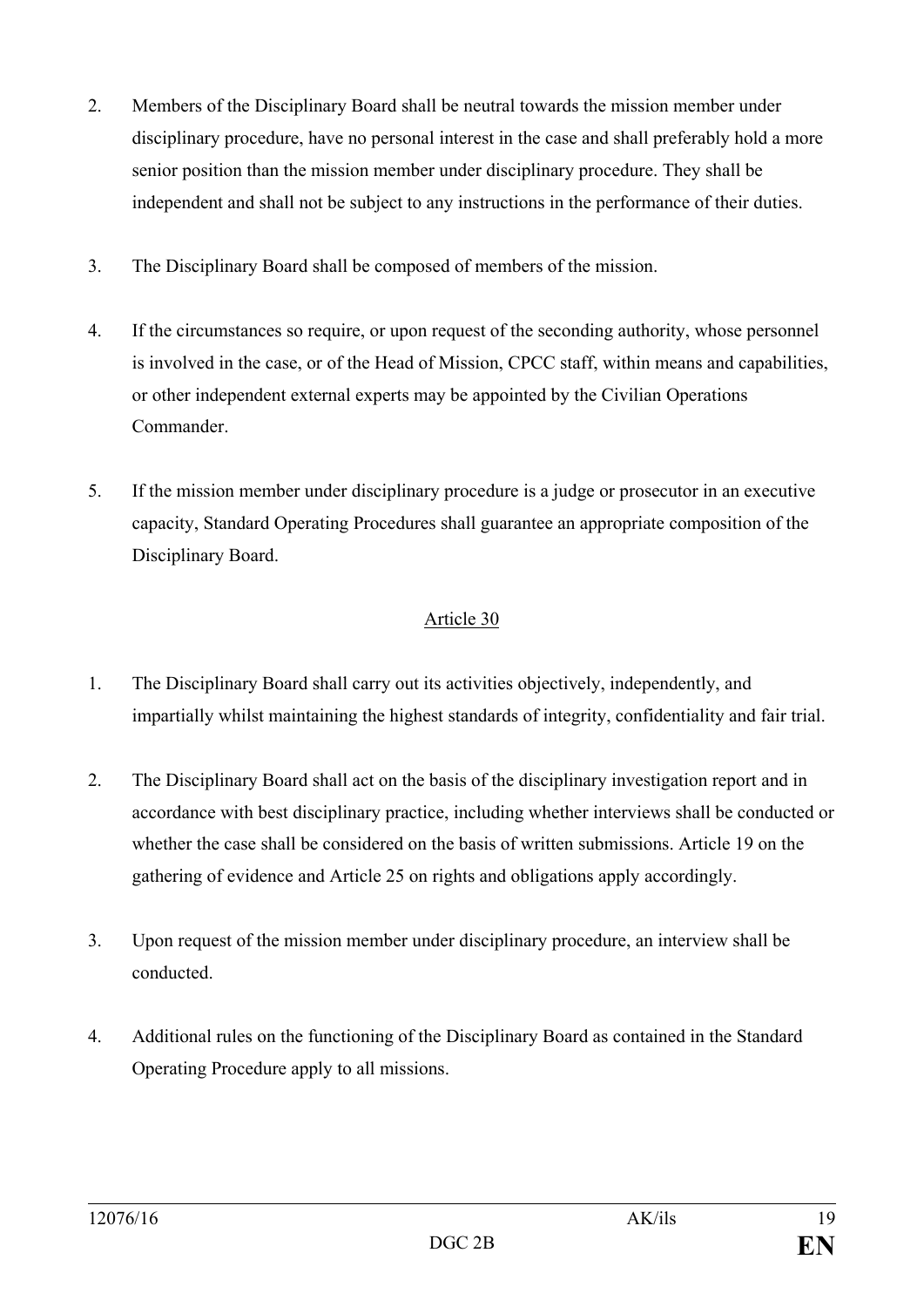2. Members of the Disciplinary Board shall be neutral towards the mission member under disciplinary procedure, have no personal interest in the case and shall preferably hold a more senior position than the mission member under disciplinary procedure. They shall be independent and shall not be subject to any instructions in the performance of their duties.

3. The Disciplinary Board shall be composed of members of the mission.

4. If the circumstances so require, or upon request of the seconding authority, whose personnel is involved in the case, or of the Head of Mission, CPCC staff, within means and capabilities, or other independent external experts may be appointed by the Civilian Operations Commander.

5. If the mission member under disciplinary procedure is a judge or prosecutor in an executive capacity, Standard Operating Procedures shall guarantee an appropriate composition of the Disciplinary Board.

## Article 30

1. The Disciplinary Board shall carry out its activities objectively, independently, and impartially whilst maintaining the highest standards of integrity, confidentiality and fair trial.

2. The Disciplinary Board shall act on the basis of the disciplinary investigation report and in accordance with best disciplinary practice, including whether interviews shall be conducted or whether the case shall be considered on the basis of written submissions. Article 19 on the gathering of evidence and Article 25 on rights and obligations apply accordingly.

3. Upon request of the mission member under disciplinary procedure, an interview shall be conducted.

4. Additional rules on the functioning of the Disciplinary Board as contained in the Standard Operating Procedure apply to all missions.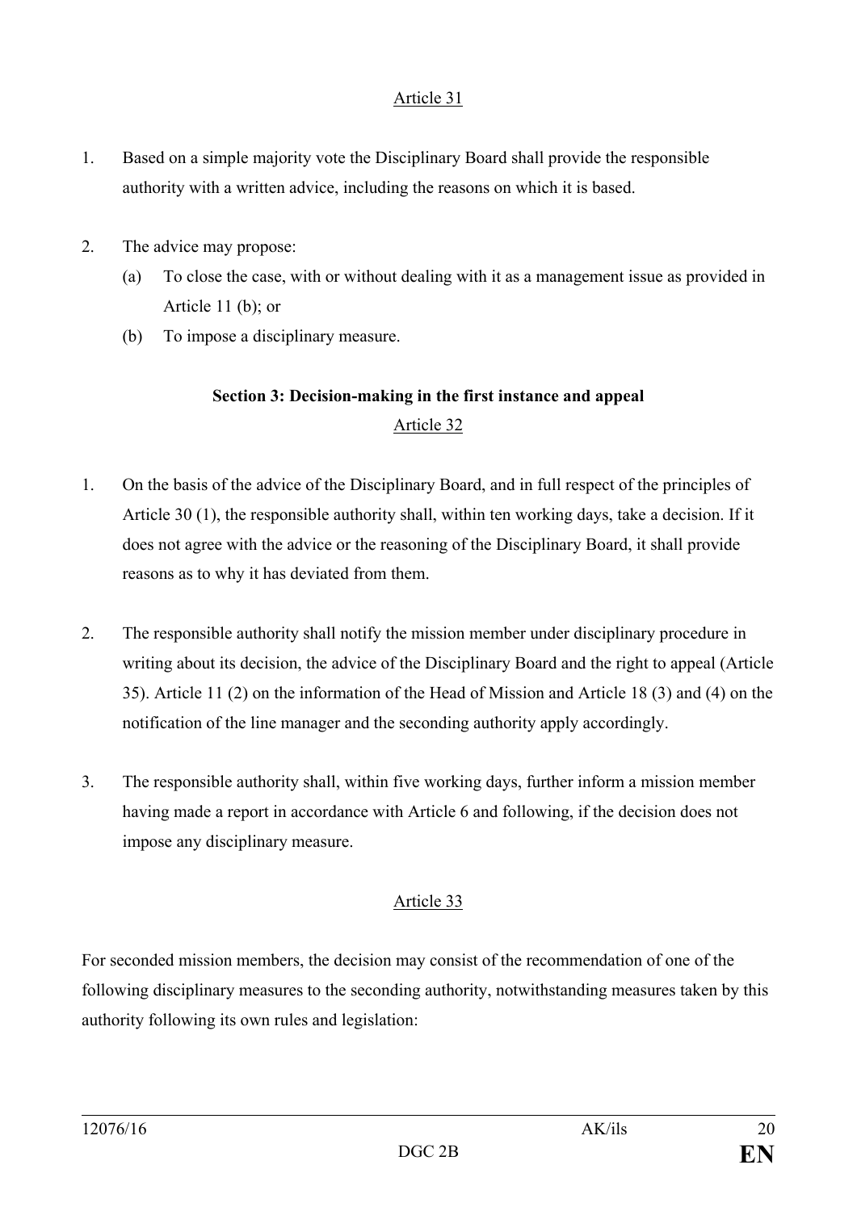Article 31

1. Based on a simple majority vote the Disciplinary Board shall provide the responsible authority with a written advice, including the reasons on which it is based.

2. The advice may propose:
   (a) To close the case, with or without dealing with it as a management issue as provided in Article 11 (b); or
   (b) To impose a disciplinary measure.

**Section 3: Decision-making in the first instance and appeal**

Article 32

1. On the basis of the advice of the Disciplinary Board, and in full respect of the principles of Article 30 (1), the responsible authority shall, within ten working days, take a decision. If it does not agree with the advice or the reasoning of the Disciplinary Board, it shall provide reasons as to why it has deviated from them.

2. The responsible authority shall notify the mission member under disciplinary procedure in writing about its decision, the advice of the Disciplinary Board and the right to appeal (Article 35). Article 11 (2) on the information of the Head of Mission and Article 18 (3) and (4) on the notification of the line manager and the seconding authority apply accordingly.

3. The responsible authority shall, within five working days, further inform a mission member having made a report in accordance with Article 6 and following, if the decision does not impose any disciplinary measure.

Article 33

For seconded mission members, the decision may consist of the recommendation of one of the following disciplinary measures to the seconding authority, notwithstanding measures taken by this authority following its own rules and legislation: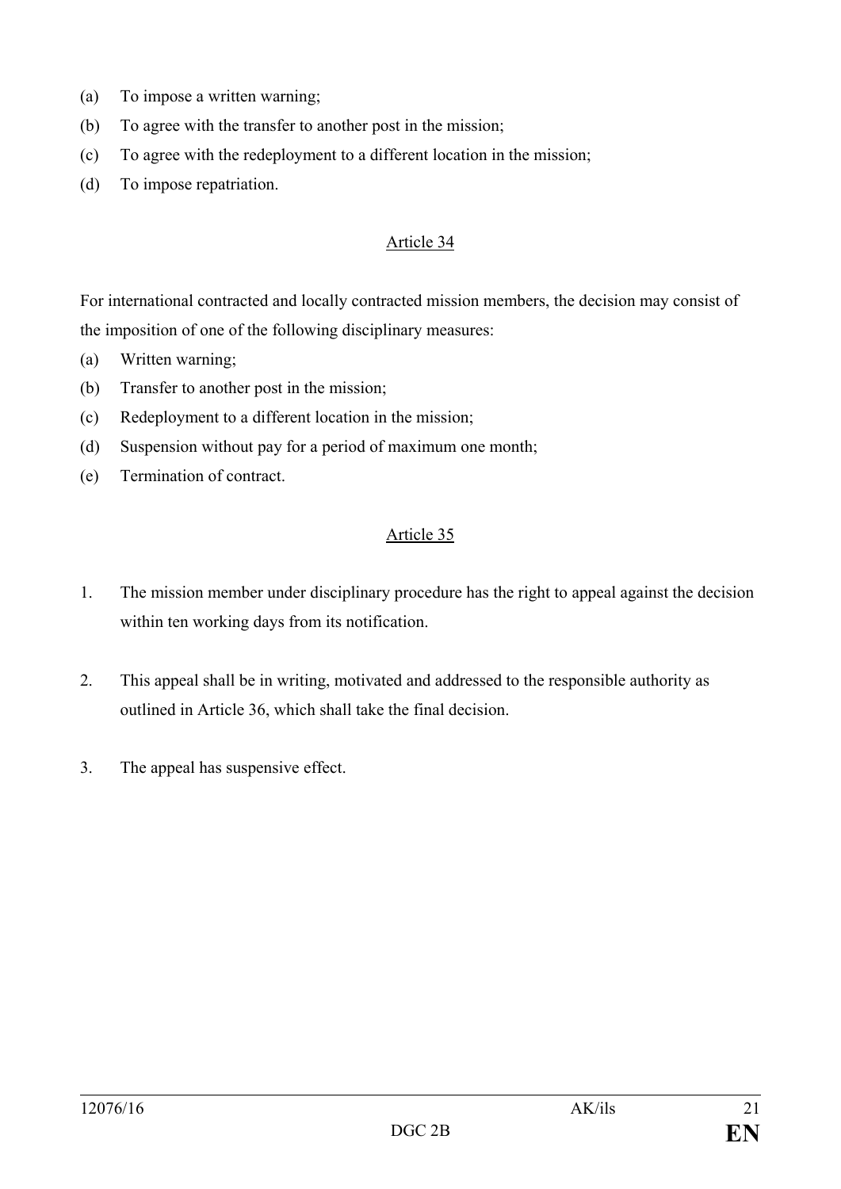(a) To impose a written warning;

(b) To agree with the transfer to another post in the mission;

(c) To agree with the redeployment to a different location in the mission;

(d) To impose repatriation.

## Article 34

For international contracted and locally contracted mission members, the decision may consist of the imposition of one of the following disciplinary measures:

(a) Written warning;

(b) Transfer to another post in the mission;

(c) Redeployment to a different location in the mission;

(d) Suspension without pay for a period of maximum one month;

(e) Termination of contract.

## Article 35

1. The mission member under disciplinary procedure has the right to appeal against the decision within ten working days from its notification.

2. This appeal shall be in writing, motivated and addressed to the responsible authority as outlined in Article 36, which shall take the final decision.

3. The appeal has suspensive effect.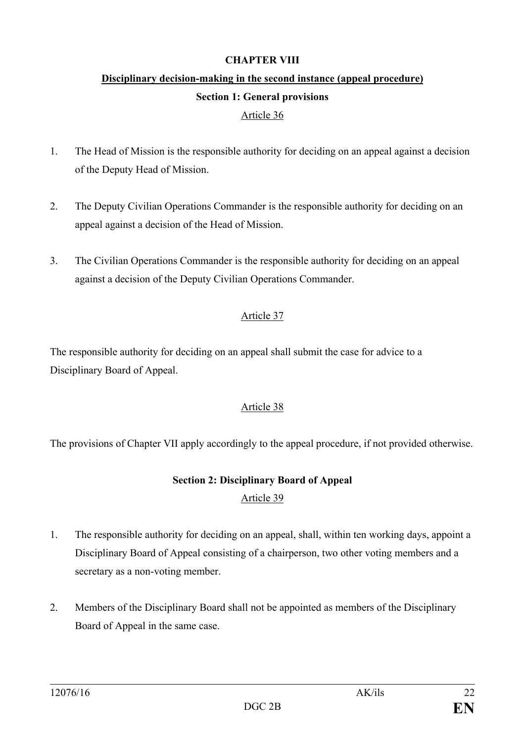## CHAPTER VIII

## Disciplinary decision-making in the second instance (appeal procedure)

### Section 1: General provisions

Article 36

1. The Head of Mission is the responsible authority for deciding on an appeal against a decision of the Deputy Head of Mission.

2. The Deputy Civilian Operations Commander is the responsible authority for deciding on an appeal against a decision of the Head of Mission.

3. The Civilian Operations Commander is the responsible authority for deciding on an appeal against a decision of the Deputy Civilian Operations Commander.

Article 37

The responsible authority for deciding on an appeal shall submit the case for advice to a Disciplinary Board of Appeal.

Article 38

The provisions of Chapter VII apply accordingly to the appeal procedure, if not provided otherwise.

### Section 2: Disciplinary Board of Appeal

Article 39

1. The responsible authority for deciding on an appeal, shall, within ten working days, appoint a Disciplinary Board of Appeal consisting of a chairperson, two other voting members and a secretary as a non-voting member.

2. Members of the Disciplinary Board shall not be appointed as members of the Disciplinary Board of Appeal in the same case.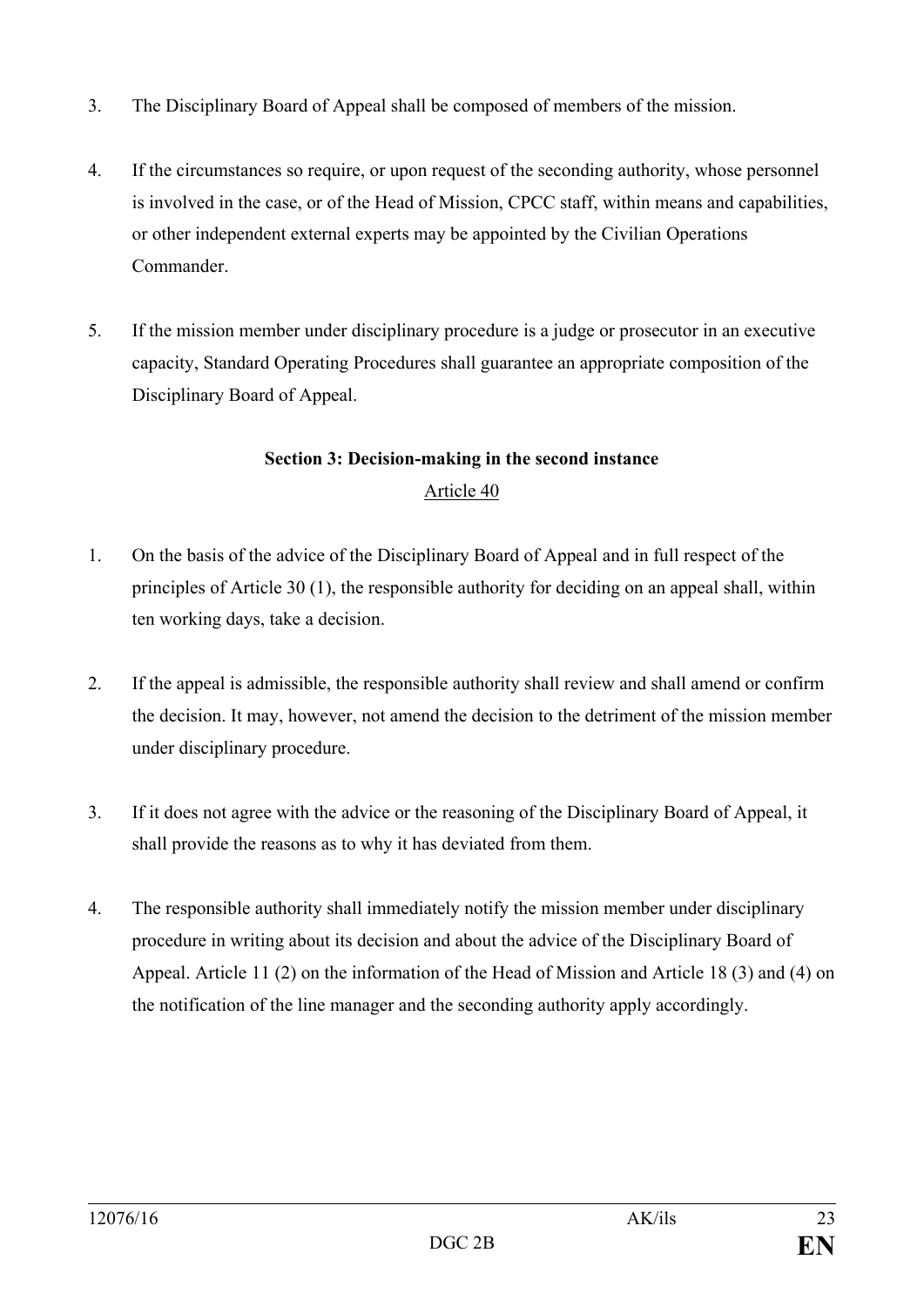3. The Disciplinary Board of Appeal shall be composed of members of the mission.

4. If the circumstances so require, or upon request of the seconding authority, whose personnel is involved in the case, or of the Head of Mission, CPCC staff, within means and capabilities, or other independent external experts may be appointed by the Civilian Operations Commander.

5. If the mission member under disciplinary procedure is a judge or prosecutor in an executive capacity, Standard Operating Procedures shall guarantee an appropriate composition of the Disciplinary Board of Appeal.

### Section 3: Decision-making in the second instance

Article 40

1. On the basis of the advice of the Disciplinary Board of Appeal and in full respect of the principles of Article 30 (1), the responsible authority for deciding on an appeal shall, within ten working days, take a decision.

2. If the appeal is admissible, the responsible authority shall review and shall amend or confirm the decision. It may, however, not amend the decision to the detriment of the mission member under disciplinary procedure.

3. If it does not agree with the advice or the reasoning of the Disciplinary Board of Appeal, it shall provide the reasons as to why it has deviated from them.

4. The responsible authority shall immediately notify the mission member under disciplinary procedure in writing about its decision and about the advice of the Disciplinary Board of Appeal. Article 11 (2) on the information of the Head of Mission and Article 18 (3) and (4) on the notification of the line manager and the seconding authority apply accordingly.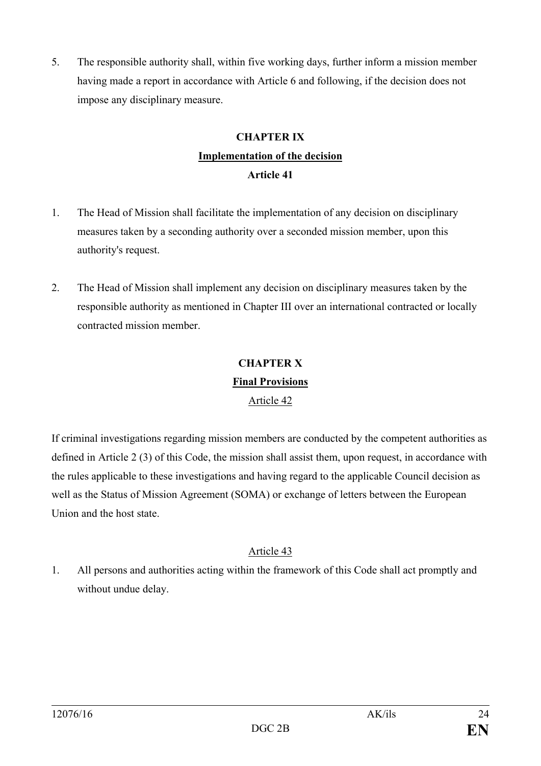5. The responsible authority shall, within five working days, further inform a mission member having made a report in accordance with Article 6 and following, if the decision does not impose any disciplinary measure.

## CHAPTER IX

## Implementation of the decision

### Article 41

1. The Head of Mission shall facilitate the implementation of any decision on disciplinary measures taken by a seconding authority over a seconded mission member, upon this authority's request.

2. The Head of Mission shall implement any decision on disciplinary measures taken by the responsible authority as mentioned in Chapter III over an international contracted or locally contracted mission member.

## CHAPTER X

## Final Provisions

### Article 42

If criminal investigations regarding mission members are conducted by the competent authorities as defined in Article 2 (3) of this Code, the mission shall assist them, upon request, in accordance with the rules applicable to these investigations and having regard to the applicable Council decision as well as the Status of Mission Agreement (SOMA) or exchange of letters between the European Union and the host state.

### Article 43

1. All persons and authorities acting within the framework of this Code shall act promptly and without undue delay.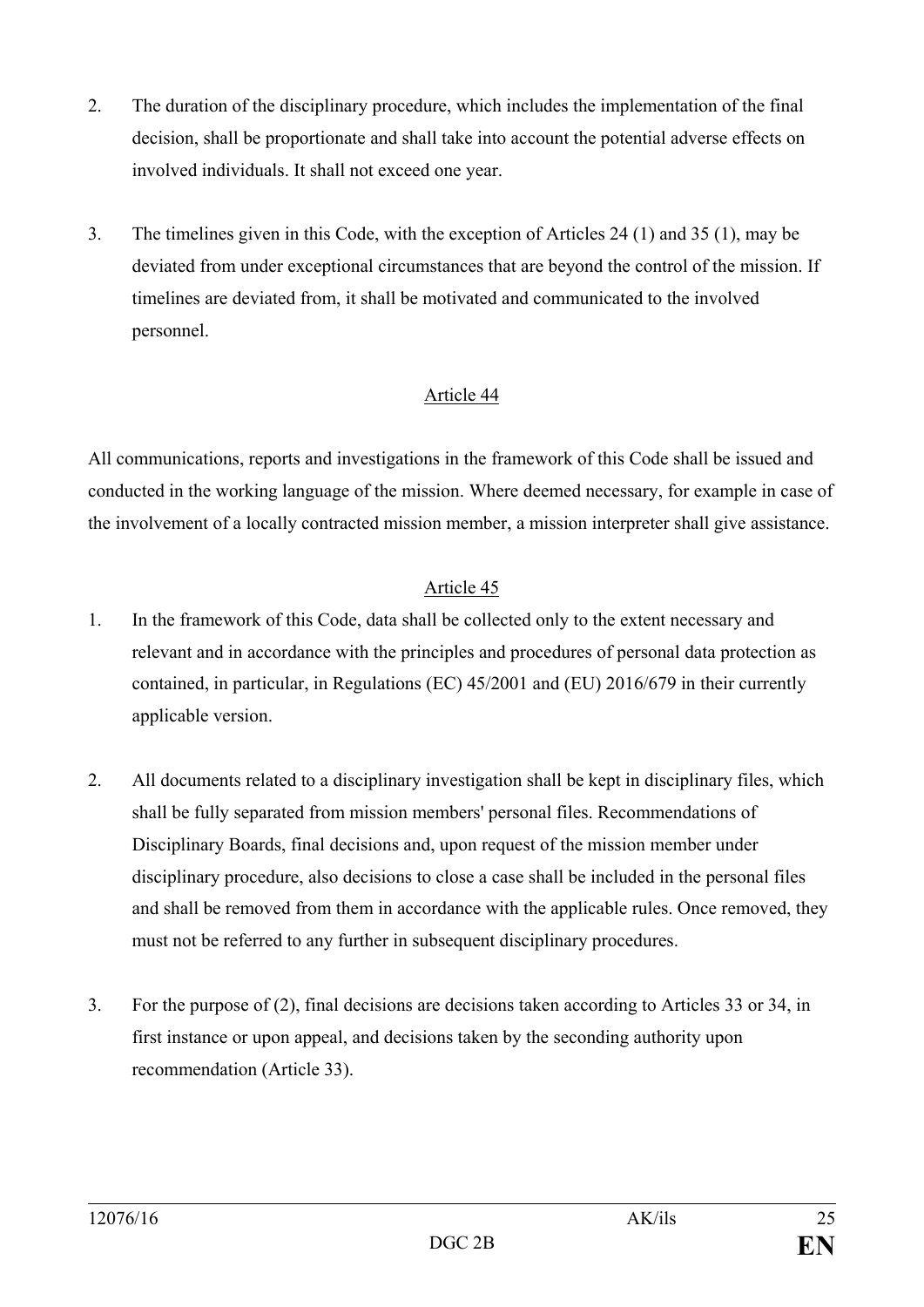2. The duration of the disciplinary procedure, which includes the implementation of the final decision, shall be proportionate and shall take into account the potential adverse effects on involved individuals. It shall not exceed one year.

3. The timelines given in this Code, with the exception of Articles 24 (1) and 35 (1), may be deviated from under exceptional circumstances that are beyond the control of the mission. If timelines are deviated from, it shall be motivated and communicated to the involved personnel.

## Article 44

All communications, reports and investigations in the framework of this Code shall be issued and conducted in the working language of the mission. Where deemed necessary, for example in case of the involvement of a locally contracted mission member, a mission interpreter shall give assistance.

## Article 45

1. In the framework of this Code, data shall be collected only to the extent necessary and relevant and in accordance with the principles and procedures of personal data protection as contained, in particular, in Regulations (EC) 45/2001 and (EU) 2016/679 in their currently applicable version.

2. All documents related to a disciplinary investigation shall be kept in disciplinary files, which shall be fully separated from mission members' personal files. Recommendations of Disciplinary Boards, final decisions and, upon request of the mission member under disciplinary procedure, also decisions to close a case shall be included in the personal files and shall be removed from them in accordance with the applicable rules. Once removed, they must not be referred to any further in subsequent disciplinary procedures.

3. For the purpose of (2), final decisions are decisions taken according to Articles 33 or 34, in first instance or upon appeal, and decisions taken by the seconding authority upon recommendation (Article 33).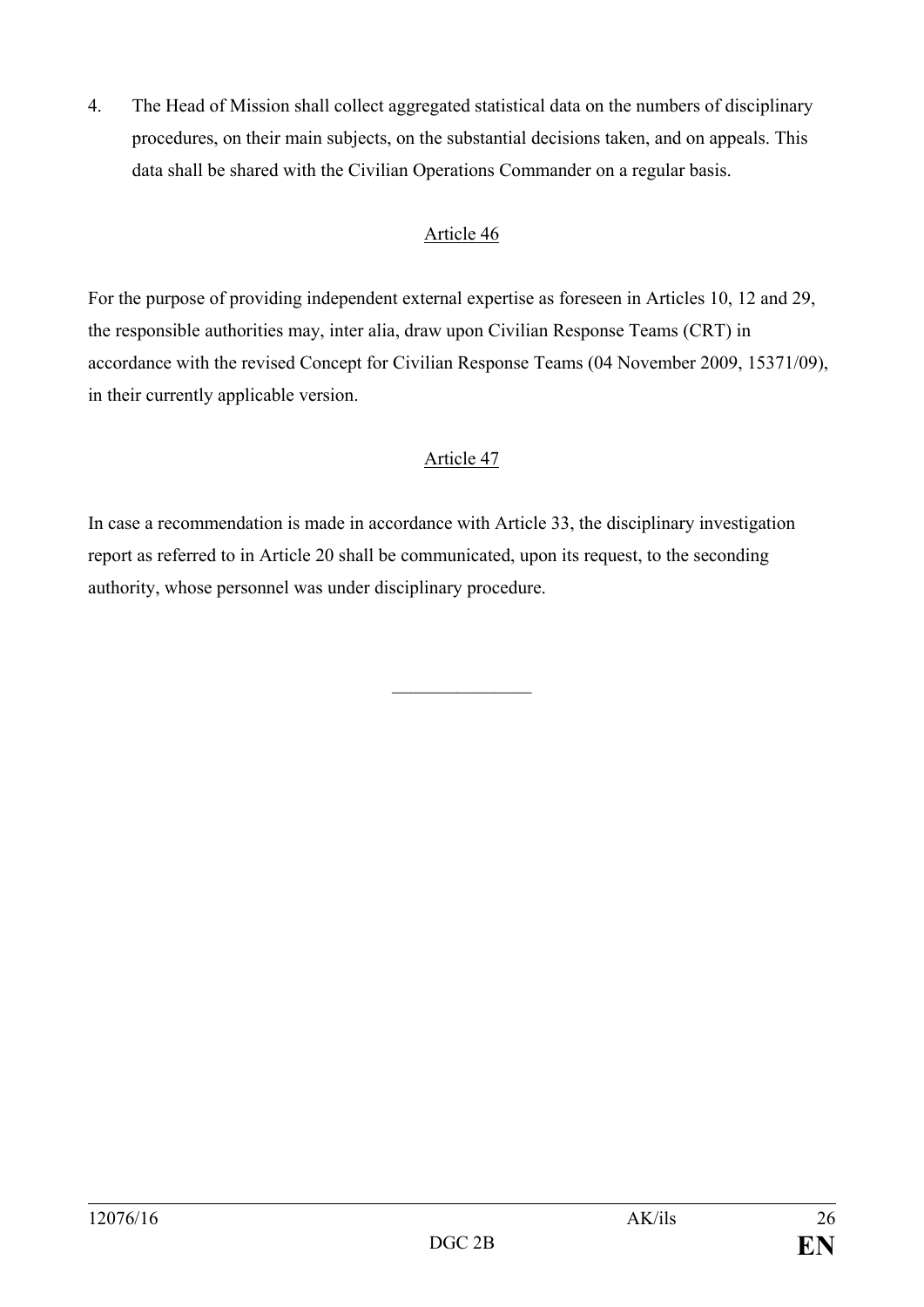4. The Head of Mission shall collect aggregated statistical data on the numbers of disciplinary procedures, on their main subjects, on the substantial decisions taken, and on appeals. This data shall be shared with the Civilian Operations Commander on a regular basis.

## Article 46

For the purpose of providing independent external expertise as foreseen in Articles 10, 12 and 29, the responsible authorities may, inter alia, draw upon Civilian Response Teams (CRT) in accordance with the revised Concept for Civilian Response Teams (04 November 2009, 15371/09), in their currently applicable version.

## Article 47

In case a recommendation is made in accordance with Article 33, the disciplinary investigation report as referred to in Article 20 shall be communicated, upon its request, to the seconding authority, whose personnel was under disciplinary procedure.

_______________